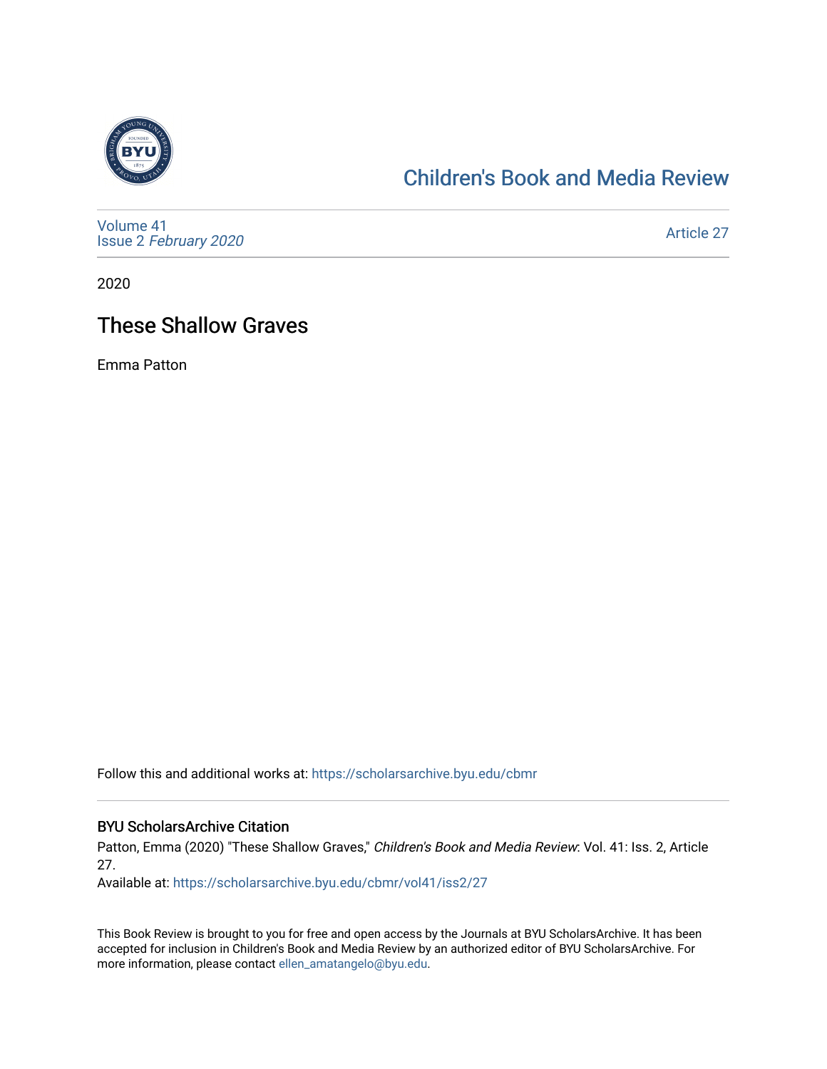Children's Book and Media Review

Volume 41
Issue 2 *February 2020*

Article 27

2020

# These Shallow Graves

Emma Patton

Follow this and additional works at: https://scholarsarchive.byu.edu/cbmr

## BYU ScholarsArchive Citation

Patton, Emma (2020) "These Shallow Graves," *Children's Book and Media Review*: Vol. 41: Iss. 2, Article 27.
Available at: https://scholarsarchive.byu.edu/cbmr/vol41/iss2/27

This Book Review is brought to you for free and open access by the Journals at BYU ScholarsArchive. It has been accepted for inclusion in Children's Book and Media Review by an authorized editor of BYU ScholarsArchive. For more information, please contact ellen_amatangelo@byu.edu.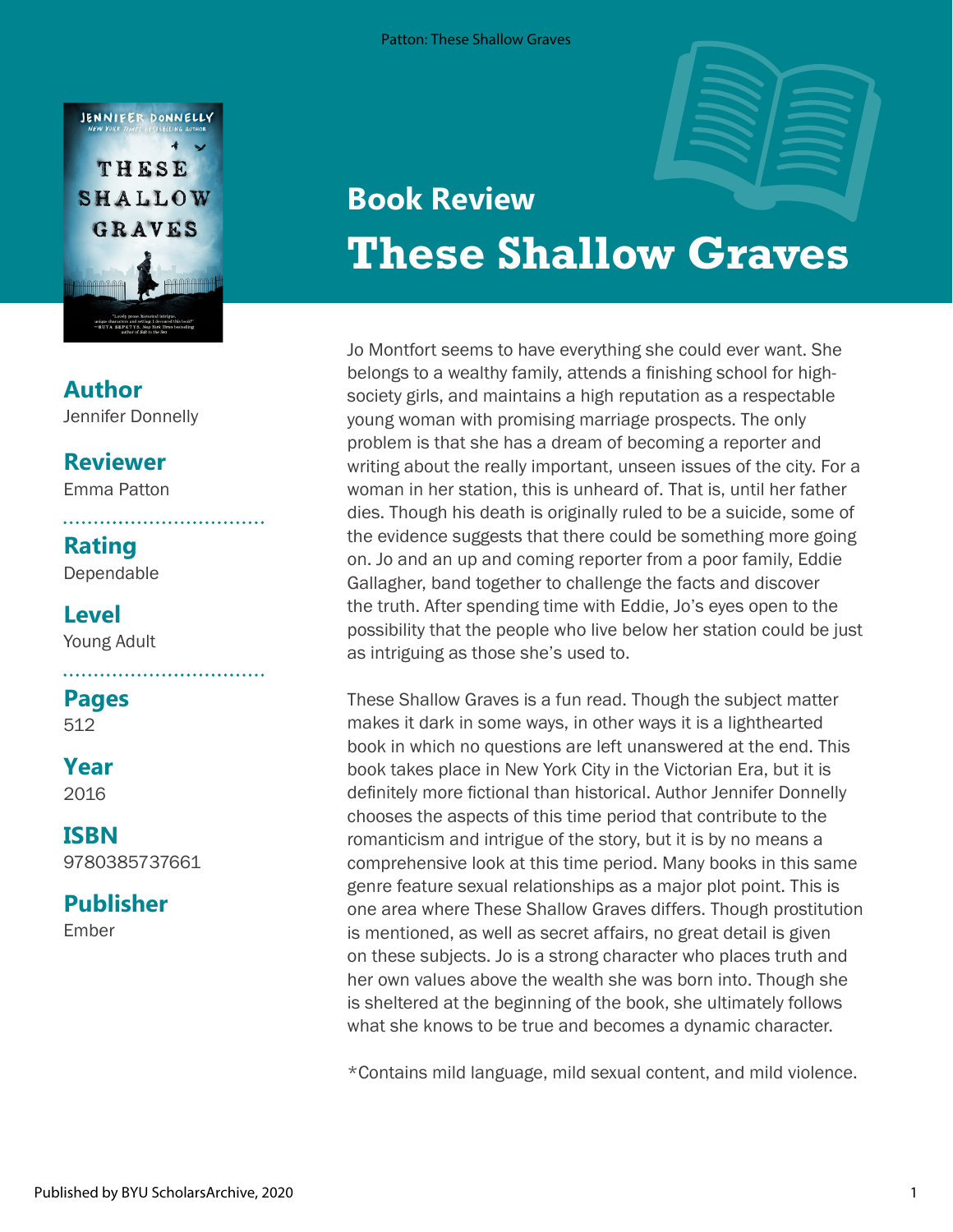## Book Review

# These Shallow Graves

**Author**
Jennifer Donnelly

**Reviewer**
Emma Patton

**Rating**
Dependable

**Level**
Young Adult

**Pages**
512

**Year**
2016

**ISBN**
9780385737661

**Publisher**
Ember

Jo Montfort seems to have everything she could ever want. She belongs to a wealthy family, attends a finishing school for high-society girls, and maintains a high reputation as a respectable young woman with promising marriage prospects. The only problem is that she has a dream of becoming a reporter and writing about the really important, unseen issues of the city. For a woman in her station, this is unheard of. That is, until her father dies. Though his death is originally ruled to be a suicide, some of the evidence suggests that there could be something more going on. Jo and an up and coming reporter from a poor family, Eddie Gallagher, band together to challenge the facts and discover the truth. After spending time with Eddie, Jo's eyes open to the possibility that the people who live below her station could be just as intriguing as those she's used to.

These Shallow Graves is a fun read. Though the subject matter makes it dark in some ways, in other ways it is a lighthearted book in which no questions are left unanswered at the end. This book takes place in New York City in the Victorian Era, but it is definitely more fictional than historical. Author Jennifer Donnelly chooses the aspects of this time period that contribute to the romanticism and intrigue of the story, but it is by no means a comprehensive look at this time period. Many books in this same genre feature sexual relationships as a major plot point. This is one area where These Shallow Graves differs. Though prostitution is mentioned, as well as secret affairs, no great detail is given on these subjects. Jo is a strong character who places truth and her own values above the wealth she was born into. Though she is sheltered at the beginning of the book, she ultimately follows what she knows to be true and becomes a dynamic character.

*Contains mild language, mild sexual content, and mild violence.